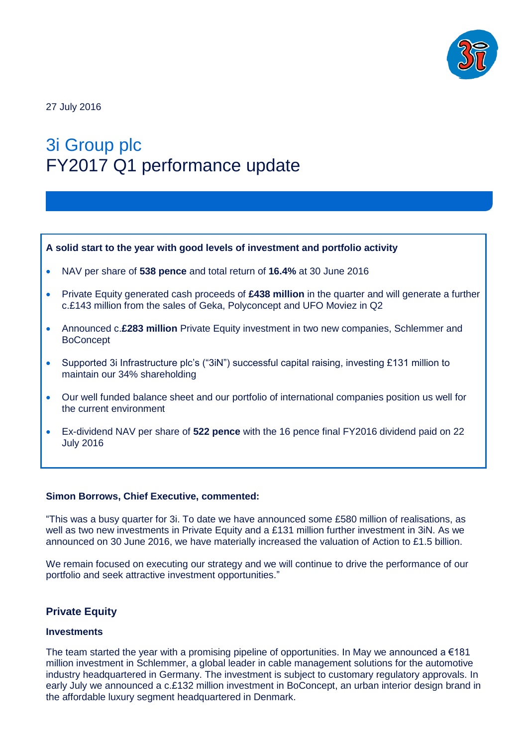27 July 2016

# 3i Group plc
# FY2017 Q1 performance update

**A solid start to the year with good levels of investment and portfolio activity**

- NAV per share of **538 pence** and total return of **16.4%** at 30 June 2016
- Private Equity generated cash proceeds of **£438 million** in the quarter and will generate a further c.£143 million from the sales of Geka, Polyconcept and UFO Moviez in Q2
- Announced c.**£283 million** Private Equity investment in two new companies, Schlemmer and BoConcept
- Supported 3i Infrastructure plc's ("3iN") successful capital raising, investing £131 million to maintain our 34% shareholding
- Our well funded balance sheet and our portfolio of international companies position us well for the current environment
- Ex-dividend NAV per share of **522 pence** with the 16 pence final FY2016 dividend paid on 22 July 2016

**Simon Borrows, Chief Executive, commented:**

"This was a busy quarter for 3i. To date we have announced some £580 million of realisations, as well as two new investments in Private Equity and a £131 million further investment in 3iN. As we announced on 30 June 2016, we have materially increased the valuation of Action to £1.5 billion.

We remain focused on executing our strategy and we will continue to drive the performance of our portfolio and seek attractive investment opportunities."

## Private Equity

### Investments

The team started the year with a promising pipeline of opportunities. In May we announced a €181 million investment in Schlemmer, a global leader in cable management solutions for the automotive industry headquartered in Germany. The investment is subject to customary regulatory approvals. In early July we announced a c.£132 million investment in BoConcept, an urban interior design brand in the affordable luxury segment headquartered in Denmark.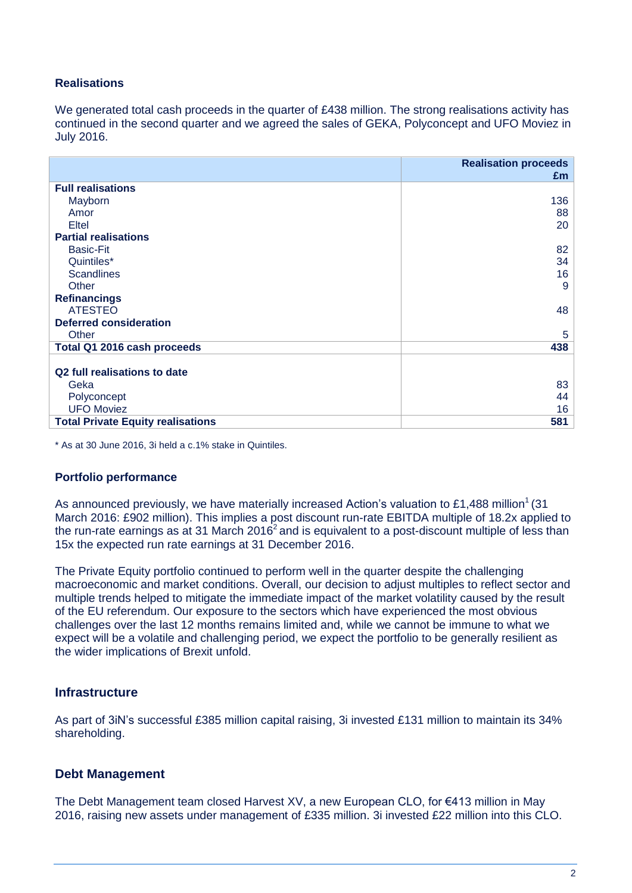## Realisations

We generated total cash proceeds in the quarter of £438 million. The strong realisations activity has continued in the second quarter and we agreed the sales of GEKA, Polyconcept and UFO Moviez in July 2016.

| | Realisation proceeds £m |
|---|---|
| **Full realisations** | |
| Mayborn | 136 |
| Amor | 88 |
| Eltel | 20 |
| **Partial realisations** | |
| Basic-Fit | 82 |
| Quintiles* | 34 |
| Scandlines | 16 |
| Other | 9 |
| **Refinancings** | |
| ATESTEO | 48 |
| **Deferred consideration** | |
| Other | 5 |
| **Total Q1 2016 cash proceeds** | **438** |
| | |
| **Q2 full realisations to date** | |
| Geka | 83 |
| Polyconcept | 44 |
| UFO Moviez | 16 |
| **Total Private Equity realisations** | **581** |

\* As at 30 June 2016, 3i held a c.1% stake in Quintiles.

### Portfolio performance

As announced previously, we have materially increased Action's valuation to £1,488 million[1] (31 March 2016: £902 million). This implies a post discount run-rate EBITDA multiple of 18.2x applied to the run-rate earnings as at 31 March 2016[2] and is equivalent to a post-discount multiple of less than 15x the expected run rate earnings at 31 December 2016.

The Private Equity portfolio continued to perform well in the quarter despite the challenging macroeconomic and market conditions. Overall, our decision to adjust multiples to reflect sector and multiple trends helped to mitigate the immediate impact of the market volatility caused by the result of the EU referendum. Our exposure to the sectors which have experienced the most obvious challenges over the last 12 months remains limited and, while we cannot be immune to what we expect will be a volatile and challenging period, we expect the portfolio to be generally resilient as the wider implications of Brexit unfold.

## Infrastructure

As part of 3iN's successful £385 million capital raising, 3i invested £131 million to maintain its 34% shareholding.

## Debt Management

The Debt Management team closed Harvest XV, a new European CLO, for €413 million in May 2016, raising new assets under management of £335 million. 3i invested £22 million into this CLO.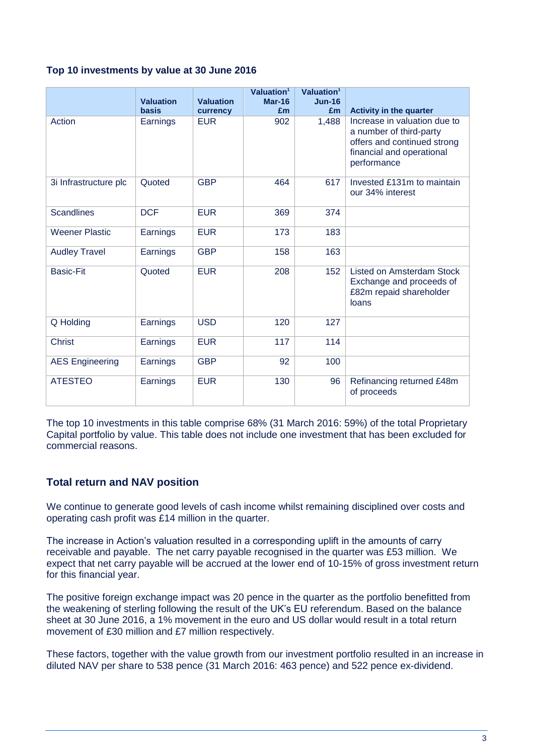### Top 10 investments by value at 30 June 2016

| | Valuation basis | Valuation currency | Valuation[1] Mar-16 £m | Valuation[1] Jun-16 £m | Activity in the quarter |
|---|---|---|---|---|---|
| Action | Earnings | EUR | 902 | 1,488 | Increase in valuation due to a number of third-party offers and continued strong financial and operational performance |
| 3i Infrastructure plc | Quoted | GBP | 464 | 617 | Invested £131m to maintain our 34% interest |
| Scandlines | DCF | EUR | 369 | 374 | |
| Weener Plastic | Earnings | EUR | 173 | 183 | |
| Audley Travel | Earnings | GBP | 158 | 163 | |
| Basic-Fit | Quoted | EUR | 208 | 152 | Listed on Amsterdam Stock Exchange and proceeds of £82m repaid shareholder loans |
| Q Holding | Earnings | USD | 120 | 127 | |
| Christ | Earnings | EUR | 117 | 114 | |
| AES Engineering | Earnings | GBP | 92 | 100 | |
| ATESTEO | Earnings | EUR | 130 | 96 | Refinancing returned £48m of proceeds |

The top 10 investments in this table comprise 68% (31 March 2016: 59%) of the total Proprietary Capital portfolio by value. This table does not include one investment that has been excluded for commercial reasons.

## Total return and NAV position

We continue to generate good levels of cash income whilst remaining disciplined over costs and operating cash profit was £14 million in the quarter.

The increase in Action's valuation resulted in a corresponding uplift in the amounts of carry receivable and payable. The net carry payable recognised in the quarter was £53 million. We expect that net carry payable will be accrued at the lower end of 10-15% of gross investment return for this financial year.

The positive foreign exchange impact was 20 pence in the quarter as the portfolio benefitted from the weakening of sterling following the result of the UK's EU referendum. Based on the balance sheet at 30 June 2016, a 1% movement in the euro and US dollar would result in a total return movement of £30 million and £7 million respectively.

These factors, together with the value growth from our investment portfolio resulted in an increase in diluted NAV per share to 538 pence (31 March 2016: 463 pence) and 522 pence ex-dividend.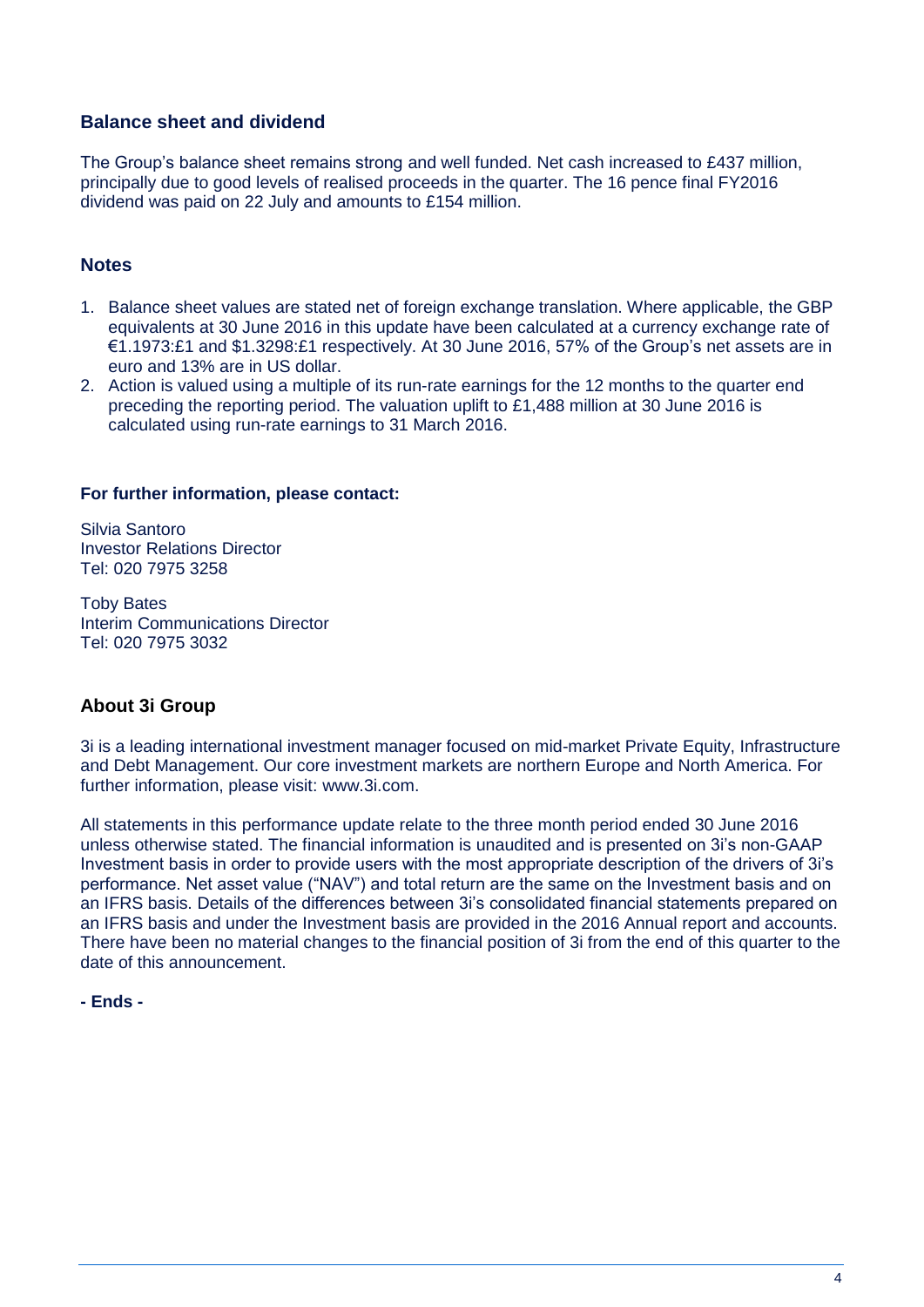## Balance sheet and dividend

The Group's balance sheet remains strong and well funded. Net cash increased to £437 million, principally due to good levels of realised proceeds in the quarter. The 16 pence final FY2016 dividend was paid on 22 July and amounts to £154 million.

## Notes

1. Balance sheet values are stated net of foreign exchange translation. Where applicable, the GBP equivalents at 30 June 2016 in this update have been calculated at a currency exchange rate of €1.1973:£1 and $1.3298:£1 respectively. At 30 June 2016, 57% of the Group's net assets are in euro and 13% are in US dollar.
2. Action is valued using a multiple of its run-rate earnings for the 12 months to the quarter end preceding the reporting period. The valuation uplift to £1,488 million at 30 June 2016 is calculated using run-rate earnings to 31 March 2016.

**For further information, please contact:**

Silvia Santoro
Investor Relations Director
Tel: 020 7975 3258

Toby Bates
Interim Communications Director
Tel: 020 7975 3032

## About 3i Group

3i is a leading international investment manager focused on mid-market Private Equity, Infrastructure and Debt Management. Our core investment markets are northern Europe and North America. For further information, please visit: www.3i.com.

All statements in this performance update relate to the three month period ended 30 June 2016 unless otherwise stated. The financial information is unaudited and is presented on 3i's non-GAAP Investment basis in order to provide users with the most appropriate description of the drivers of 3i's performance. Net asset value ("NAV") and total return are the same on the Investment basis and on an IFRS basis. Details of the differences between 3i's consolidated financial statements prepared on an IFRS basis and under the Investment basis are provided in the 2016 Annual report and accounts. There have been no material changes to the financial position of 3i from the end of this quarter to the date of this announcement.

**- Ends -**